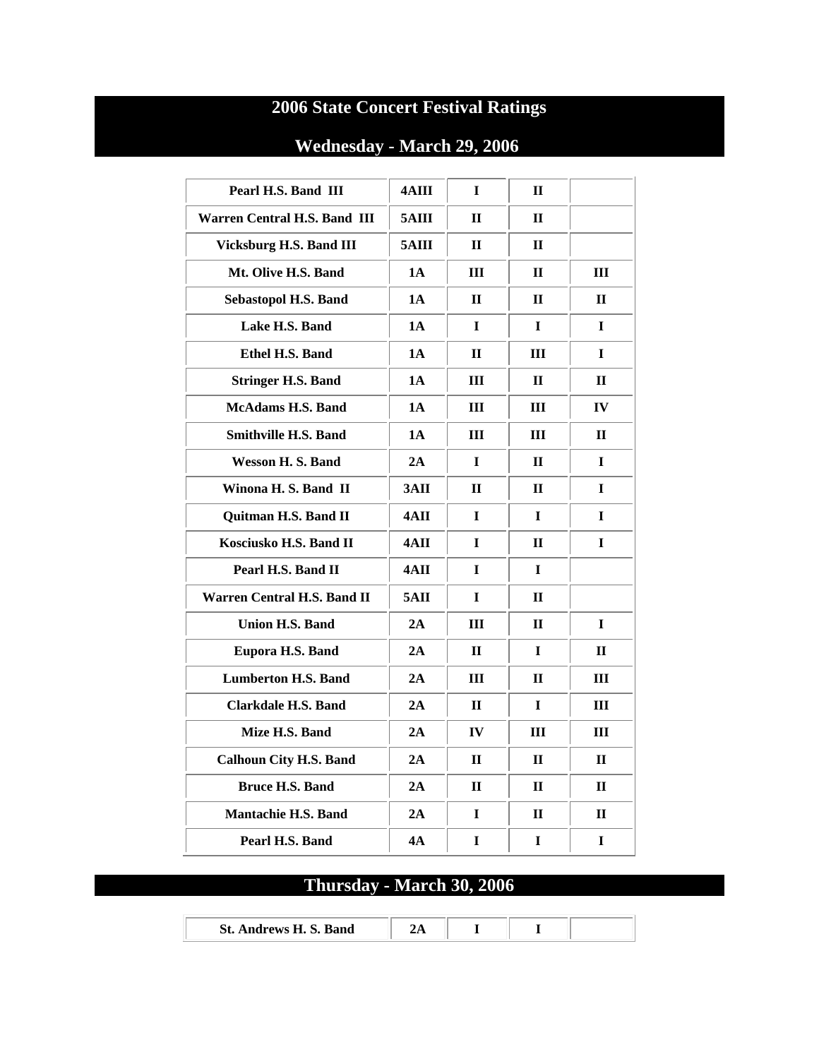# 2006 State Concert Festival Ratings

## Wednesday - March 29, 2006

| | | | | |
|---|---|---|---|---|
| Pearl H.S. Band III | 4AIII | I | II | |
| Warren Central H.S. Band III | 5AIII | II | II | |
| Vicksburg H.S. Band III | 5AIII | II | II | |
| Mt. Olive H.S. Band | 1A | III | II | III |
| Sebastopol H.S. Band | 1A | II | II | II |
| Lake H.S. Band | 1A | I | I | I |
| Ethel H.S. Band | 1A | II | III | I |
| Stringer H.S. Band | 1A | III | II | II |
| McAdams H.S. Band | 1A | III | III | IV |
| Smithville H.S. Band | 1A | III | III | II |
| Wesson H. S. Band | 2A | I | II | I |
| Winona H. S. Band II | 3AII | II | II | I |
| Quitman H.S. Band II | 4AII | I | I | I |
| Kosciusko H.S. Band II | 4AII | I | II | I |
| Pearl H.S. Band II | 4AII | I | I | |
| Warren Central H.S. Band II | 5AII | I | II | |
| Union H.S. Band | 2A | III | II | I |
| Eupora H.S. Band | 2A | II | I | II |
| Lumberton H.S. Band | 2A | III | II | III |
| Clarkdale H.S. Band | 2A | II | I | III |
| Mize H.S. Band | 2A | IV | III | III |
| Calhoun City H.S. Band | 2A | II | II | II |
| Bruce H.S. Band | 2A | II | II | II |
| Mantachie H.S. Band | 2A | I | II | II |
| Pearl H.S. Band | 4A | I | I | I |

## Thursday - March 30, 2006

| | | | | |
|---|---|---|---|---|
| St. Andrews H. S. Band | 2A | I | I | |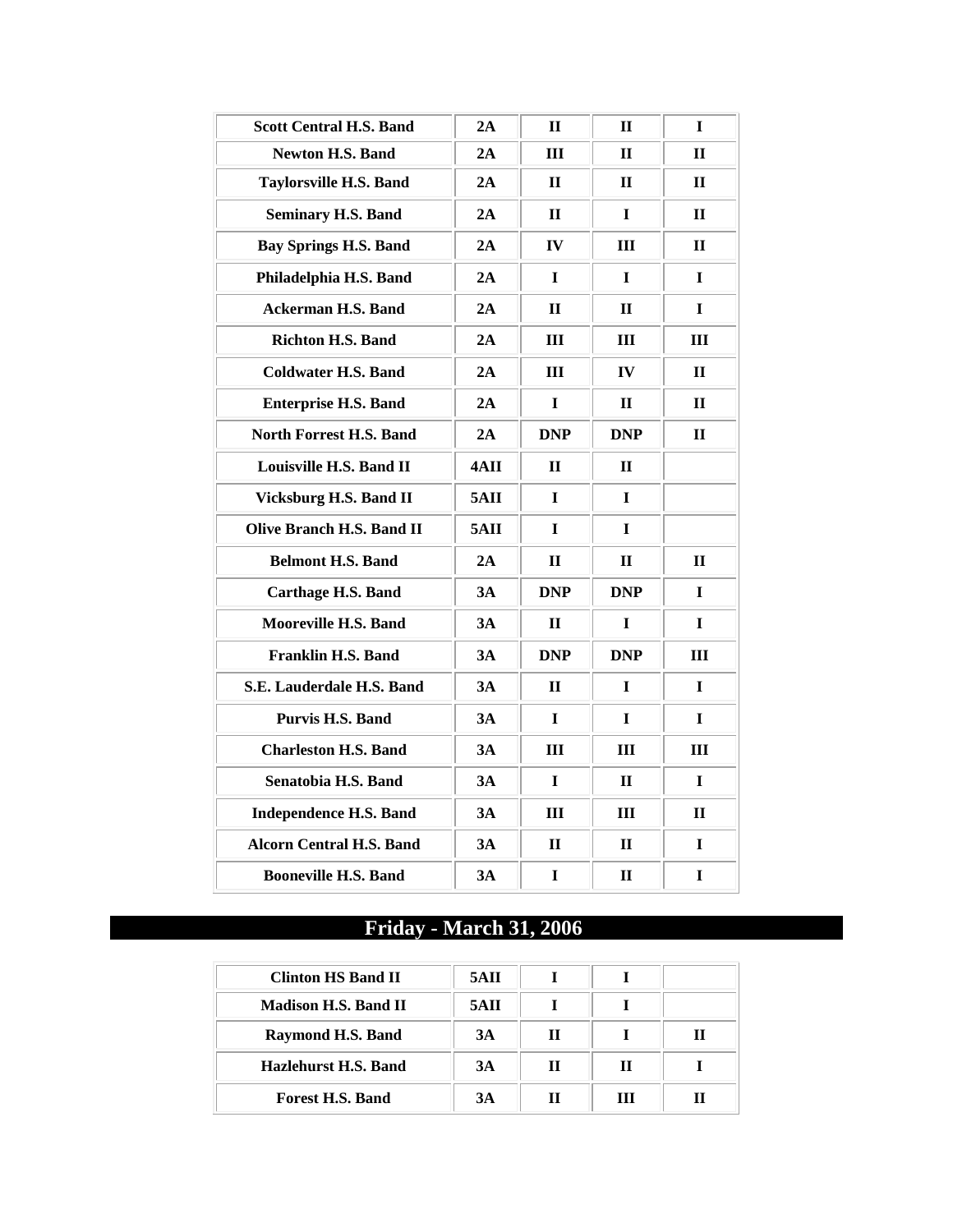| | | | | |
|---|---|---|---|---|
| **Scott Central H.S. Band** | **2A** | **II** | **II** | **I** |
| **Newton H.S. Band** | **2A** | **III** | **II** | **II** |
| **Taylorsville H.S. Band** | **2A** | **II** | **II** | **II** |
| **Seminary H.S. Band** | **2A** | **II** | **I** | **II** |
| **Bay Springs H.S. Band** | **2A** | **IV** | **III** | **II** |
| **Philadelphia H.S. Band** | **2A** | **I** | **I** | **I** |
| **Ackerman H.S. Band** | **2A** | **II** | **II** | **I** |
| **Richton H.S. Band** | **2A** | **III** | **III** | **III** |
| **Coldwater H.S. Band** | **2A** | **III** | **IV** | **II** |
| **Enterprise H.S. Band** | **2A** | **I** | **II** | **II** |
| **North Forrest H.S. Band** | **2A** | **DNP** | **DNP** | **II** |
| **Louisville H.S. Band II** | **4AII** | **II** | **II** | |
| **Vicksburg H.S. Band II** | **5AII** | **I** | **I** | |
| **Olive Branch H.S. Band II** | **5AII** | **I** | **I** | |
| **Belmont H.S. Band** | **2A** | **II** | **II** | **II** |
| **Carthage H.S. Band** | **3A** | **DNP** | **DNP** | **I** |
| **Mooreville H.S. Band** | **3A** | **II** | **I** | **I** |
| **Franklin H.S. Band** | **3A** | **DNP** | **DNP** | **III** |
| **S.E. Lauderdale H.S. Band** | **3A** | **II** | **I** | **I** |
| **Purvis H.S. Band** | **3A** | **I** | **I** | **I** |
| **Charleston H.S. Band** | **3A** | **III** | **III** | **III** |
| **Senatobia H.S. Band** | **3A** | **I** | **II** | **I** |
| **Independence H.S. Band** | **3A** | **III** | **III** | **II** |
| **Alcorn Central H.S. Band** | **3A** | **II** | **II** | **I** |
| **Booneville H.S. Band** | **3A** | **I** | **II** | **I** |

## Friday - March 31, 2006

| | | | | |
|---|---|---|---|---|
| **Clinton HS Band II** | **5AII** | **I** | **I** | |
| **Madison H.S. Band II** | **5AII** | **I** | **I** | |
| **Raymond H.S. Band** | **3A** | **II** | **I** | **II** |
| **Hazlehurst H.S. Band** | **3A** | **II** | **II** | **I** |
| **Forest H.S. Band** | **3A** | **II** | **III** | **II** |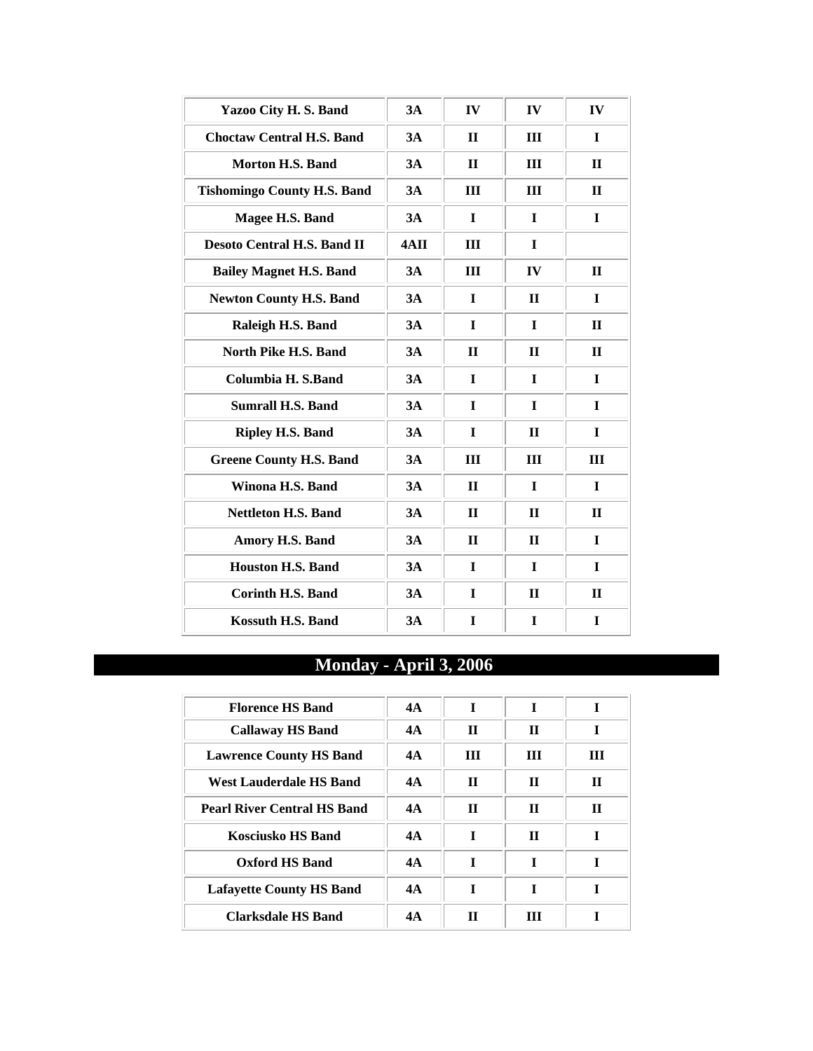| | | | | |
|---|---|---|---|---|
| **Yazoo City H. S. Band** | **3A** | **IV** | **IV** | **IV** |
| **Choctaw Central H.S. Band** | **3A** | **II** | **III** | **I** |
| **Morton H.S. Band** | **3A** | **II** | **III** | **II** |
| **Tishomingo County H.S. Band** | **3A** | **III** | **III** | **II** |
| **Magee H.S. Band** | **3A** | **I** | **I** | **I** |
| **Desoto Central H.S. Band II** | **4AII** | **III** | **I** | |
| **Bailey Magnet H.S. Band** | **3A** | **III** | **IV** | **II** |
| **Newton County H.S. Band** | **3A** | **I** | **II** | **I** |
| **Raleigh H.S. Band** | **3A** | **I** | **I** | **II** |
| **North Pike H.S. Band** | **3A** | **II** | **II** | **II** |
| **Columbia H. S.Band** | **3A** | **I** | **I** | **I** |
| **Sumrall H.S. Band** | **3A** | **I** | **I** | **I** |
| **Ripley H.S. Band** | **3A** | **I** | **II** | **I** |
| **Greene County H.S. Band** | **3A** | **III** | **III** | **III** |
| **Winona H.S. Band** | **3A** | **II** | **I** | **I** |
| **Nettleton H.S. Band** | **3A** | **II** | **II** | **II** |
| **Amory H.S. Band** | **3A** | **II** | **II** | **I** |
| **Houston H.S. Band** | **3A** | **I** | **I** | **I** |
| **Corinth H.S. Band** | **3A** | **I** | **II** | **II** |
| **Kossuth H.S. Band** | **3A** | **I** | **I** | **I** |

## Monday - April 3, 2006

| | | | | |
|---|---|---|---|---|
| **Florence HS Band** | **4A** | **I** | **I** | **I** |
| **Callaway HS Band** | **4A** | **II** | **II** | **I** |
| **Lawrence County HS Band** | **4A** | **III** | **III** | **III** |
| **West Lauderdale HS Band** | **4A** | **II** | **II** | **II** |
| **Pearl River Central HS Band** | **4A** | **II** | **II** | **II** |
| **Kosciusko HS Band** | **4A** | **I** | **II** | **I** |
| **Oxford HS Band** | **4A** | **I** | **I** | **I** |
| **Lafayette County HS Band** | **4A** | **I** | **I** | **I** |
| **Clarksdale HS Band** | **4A** | **II** | **III** | **I** |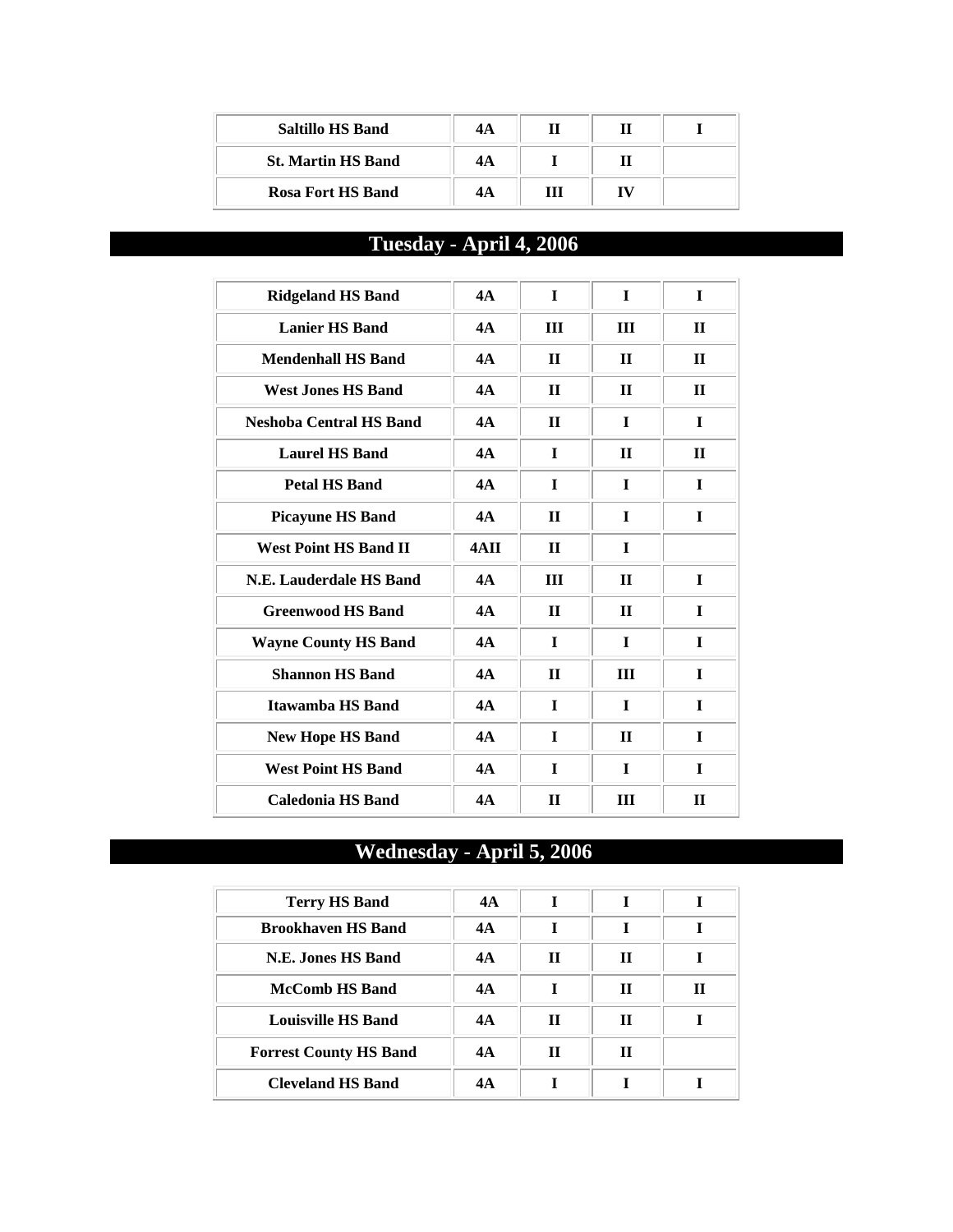| | | | | |
|---|---|---|---|---|
| **Saltillo HS Band** | **4A** | **II** | **II** | **I** |
| **St. Martin HS Band** | **4A** | **I** | **II** | |
| **Rosa Fort HS Band** | **4A** | **III** | **IV** | |

## Tuesday - April 4, 2006

| | | | | |
|---|---|---|---|---|
| **Ridgeland HS Band** | **4A** | **I** | **I** | **I** |
| **Lanier HS Band** | **4A** | **III** | **III** | **II** |
| **Mendenhall HS Band** | **4A** | **II** | **II** | **II** |
| **West Jones HS Band** | **4A** | **II** | **II** | **II** |
| **Neshoba Central HS Band** | **4A** | **II** | **I** | **I** |
| **Laurel HS Band** | **4A** | **I** | **II** | **II** |
| **Petal HS Band** | **4A** | **I** | **I** | **I** |
| **Picayune HS Band** | **4A** | **II** | **I** | **I** |
| **West Point HS Band II** | **4AII** | **II** | **I** | |
| **N.E. Lauderdale HS Band** | **4A** | **III** | **II** | **I** |
| **Greenwood HS Band** | **4A** | **II** | **II** | **I** |
| **Wayne County HS Band** | **4A** | **I** | **I** | **I** |
| **Shannon HS Band** | **4A** | **II** | **III** | **I** |
| **Itawamba HS Band** | **4A** | **I** | **I** | **I** |
| **New Hope HS Band** | **4A** | **I** | **II** | **I** |
| **West Point HS Band** | **4A** | **I** | **I** | **I** |
| **Caledonia HS Band** | **4A** | **II** | **III** | **II** |

## Wednesday - April 5, 2006

| | | | | |
|---|---|---|---|---|
| **Terry HS Band** | **4A** | **I** | **I** | **I** |
| **Brookhaven HS Band** | **4A** | **I** | **I** | **I** |
| **N.E. Jones HS Band** | **4A** | **II** | **II** | **I** |
| **McComb HS Band** | **4A** | **I** | **II** | **II** |
| **Louisville HS Band** | **4A** | **II** | **II** | **I** |
| **Forrest County HS Band** | **4A** | **II** | **II** | |
| **Cleveland HS Band** | **4A** | **I** | **I** | **I** |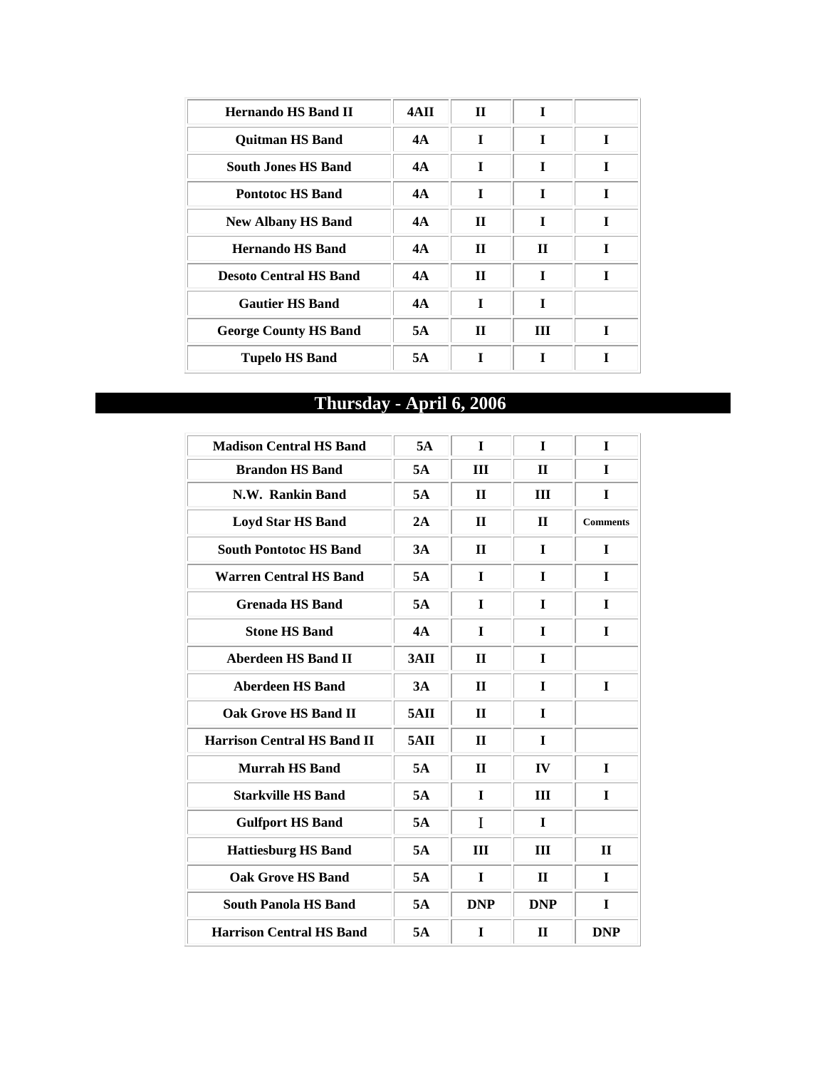| | | | | |
|---|---|---|---|---|
| **Hernando HS Band II** | **4AII** | **II** | **I** | |
| **Quitman HS Band** | **4A** | **I** | **I** | **I** |
| **South Jones HS Band** | **4A** | **I** | **I** | **I** |
| **Pontotoc HS Band** | **4A** | **I** | **I** | **I** |
| **New Albany HS Band** | **4A** | **II** | **I** | **I** |
| **Hernando HS Band** | **4A** | **II** | **II** | **I** |
| **Desoto Central HS Band** | **4A** | **II** | **I** | **I** |
| **Gautier HS Band** | **4A** | **I** | **I** | |
| **George County HS Band** | **5A** | **II** | **III** | **I** |
| **Tupelo HS Band** | **5A** | **I** | **I** | **I** |

## Thursday - April 6, 2006

| | | | | |
|---|---|---|---|---|
| **Madison Central HS Band** | **5A** | **I** | **I** | **I** |
| **Brandon HS Band** | **5A** | **III** | **II** | **I** |
| **N.W. Rankin Band** | **5A** | **II** | **III** | **I** |
| **Loyd Star HS Band** | **2A** | **II** | **II** | **Comments** |
| **South Pontotoc HS Band** | **3A** | **II** | **I** | **I** |
| **Warren Central HS Band** | **5A** | **I** | **I** | **I** |
| **Grenada HS Band** | **5A** | **I** | **I** | **I** |
| **Stone HS Band** | **4A** | **I** | **I** | **I** |
| **Aberdeen HS Band II** | **3AII** | **II** | **I** | |
| **Aberdeen HS Band** | **3A** | **II** | **I** | **I** |
| **Oak Grove HS Band II** | **5AII** | **II** | **I** | |
| **Harrison Central HS Band II** | **5AII** | **II** | **I** | |
| **Murrah HS Band** | **5A** | **II** | **IV** | **I** |
| **Starkville HS Band** | **5A** | **I** | **III** | **I** |
| **Gulfport HS Band** | **5A** | **I** | **I** | |
| **Hattiesburg HS Band** | **5A** | **III** | **III** | **II** |
| **Oak Grove HS Band** | **5A** | **I** | **II** | **I** |
| **South Panola HS Band** | **5A** | **DNP** | **DNP** | **I** |
| **Harrison Central HS Band** | **5A** | **I** | **II** | **DNP** |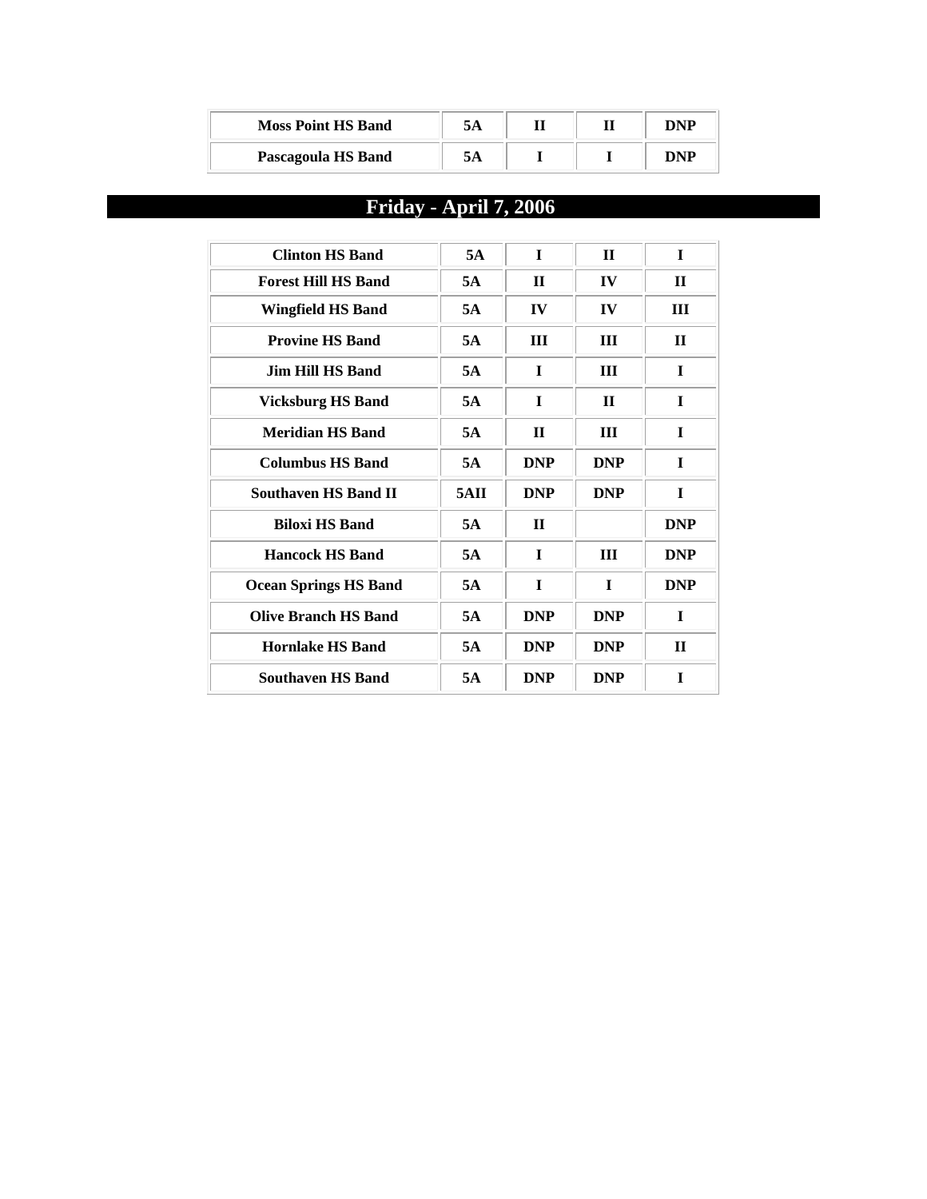| | | | | |
|---|---|---|---|---|
| Moss Point HS Band | 5A | II | II | DNP |
| Pascagoula HS Band | 5A | I | I | DNP |

## Friday - April 7, 2006

| | | | | |
|---|---|---|---|---|
| Clinton HS Band | 5A | I | II | I |
| Forest Hill HS Band | 5A | II | IV | II |
| Wingfield HS Band | 5A | IV | IV | III |
| Provine HS Band | 5A | III | III | II |
| Jim Hill HS Band | 5A | I | III | I |
| Vicksburg HS Band | 5A | I | II | I |
| Meridian HS Band | 5A | II | III | I |
| Columbus HS Band | 5A | DNP | DNP | I |
| Southaven HS Band II | 5AII | DNP | DNP | I |
| Biloxi HS Band | 5A | II | | DNP |
| Hancock HS Band | 5A | I | III | DNP |
| Ocean Springs HS Band | 5A | I | I | DNP |
| Olive Branch HS Band | 5A | DNP | DNP | I |
| Hornlake HS Band | 5A | DNP | DNP | II |
| Southaven HS Band | 5A | DNP | DNP | I |